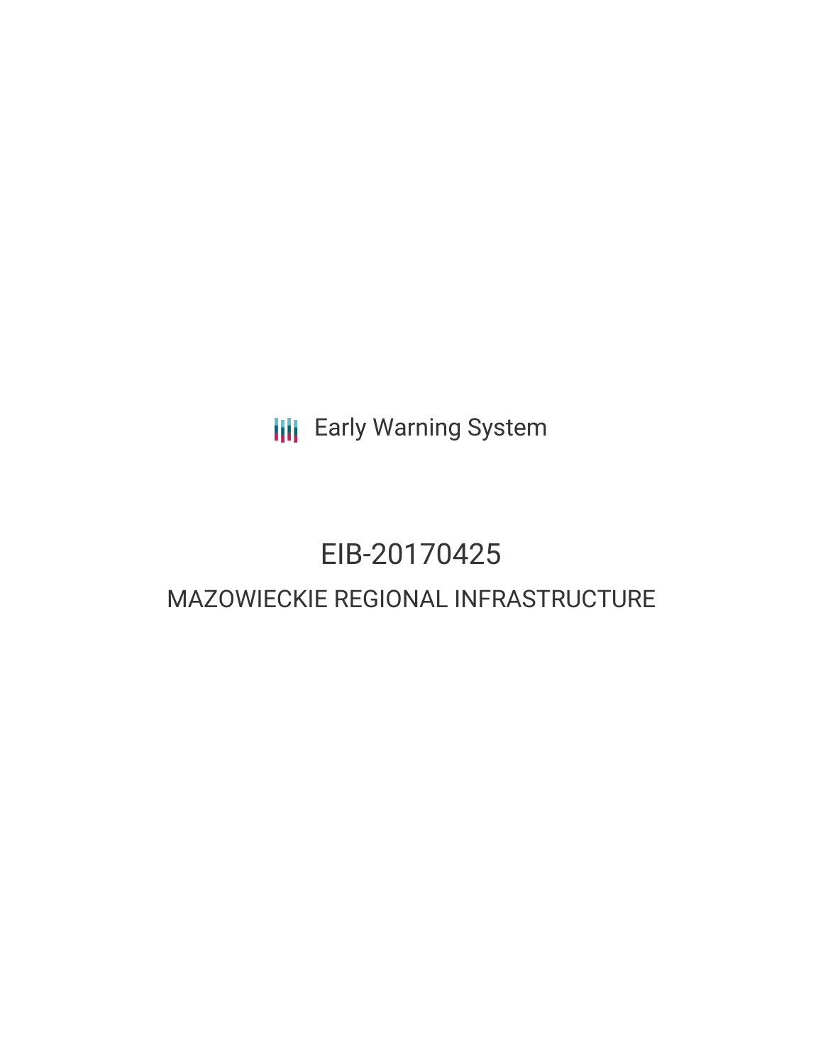Early Warning System

# EIB-20170425

## MAZOWIECKIE REGIONAL INFRASTRUCTURE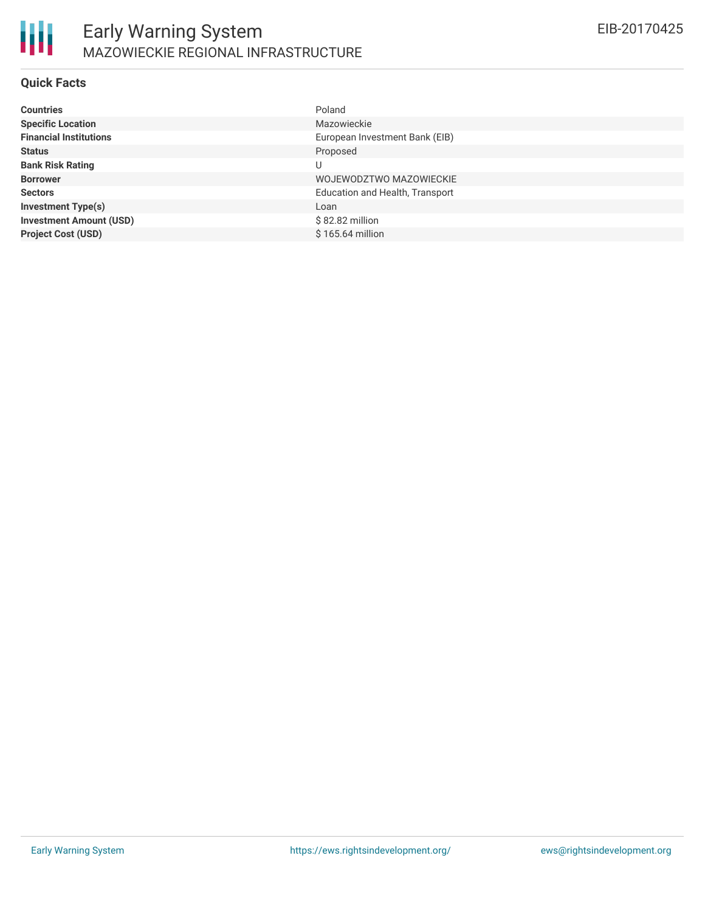# Early Warning System

## MAZOWIECKIE REGIONAL INFRASTRUCTURE

EIB-20170425

### Quick Facts

| | |
|---|---|
| **Countries** | Poland |
| **Specific Location** | Mazowieckie |
| **Financial Institutions** | European Investment Bank (EIB) |
| **Status** | Proposed |
| **Bank Risk Rating** | U |
| **Borrower** | WOJEWODZTWO MAZOWIECKIE |
| **Sectors** | Education and Health, Transport |
| **Investment Type(s)** | Loan |
| **Investment Amount (USD)** | $ 82.82 million |
| **Project Cost (USD)** | $ 165.64 million |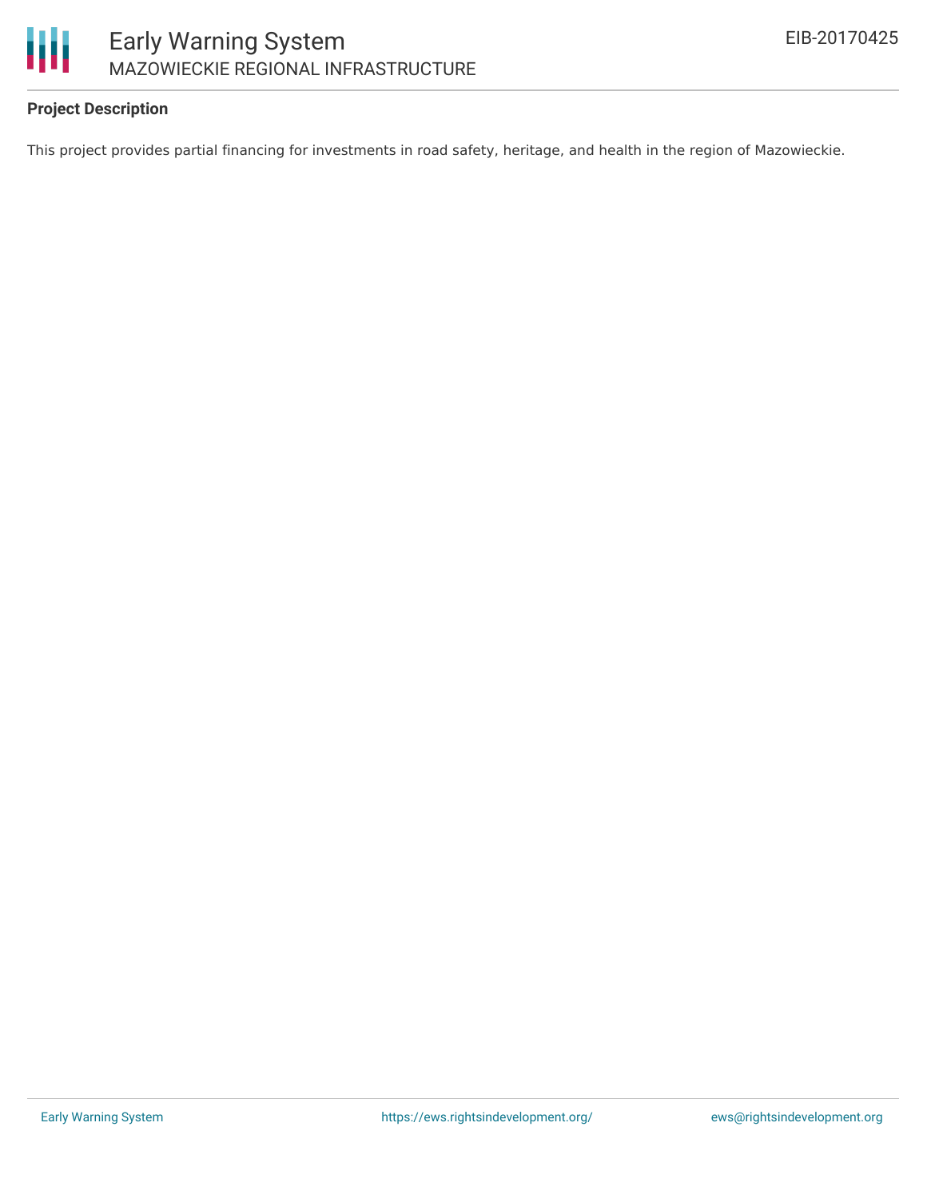**Project Description**

This project provides partial financing for investments in road safety, heritage, and health in the region of Mazowieckie.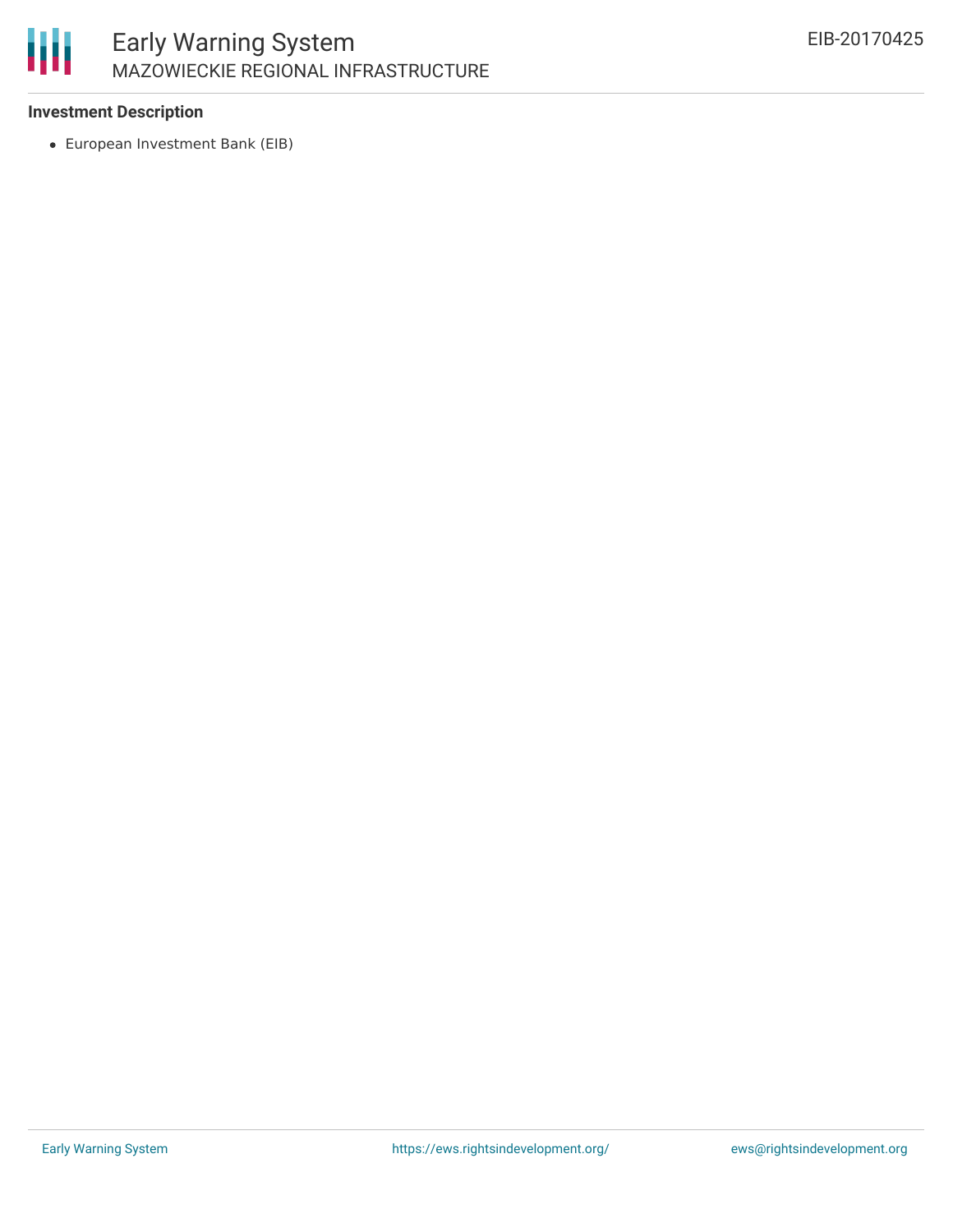### Investment Description

- European Investment Bank (EIB)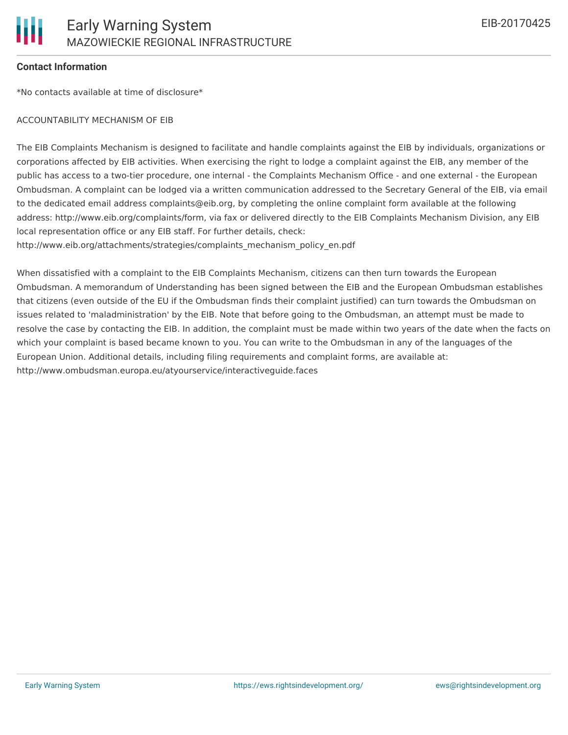**Contact Information**

*No contacts available at time of disclosure*

ACCOUNTABILITY MECHANISM OF EIB

The EIB Complaints Mechanism is designed to facilitate and handle complaints against the EIB by individuals, organizations or corporations affected by EIB activities. When exercising the right to lodge a complaint against the EIB, any member of the public has access to a two-tier procedure, one internal - the Complaints Mechanism Office - and one external - the European Ombudsman. A complaint can be lodged via a written communication addressed to the Secretary General of the EIB, via email to the dedicated email address complaints@eib.org, by completing the online complaint form available at the following address: http://www.eib.org/complaints/form, via fax or delivered directly to the EIB Complaints Mechanism Division, any EIB local representation office or any EIB staff. For further details, check: http://www.eib.org/attachments/strategies/complaints_mechanism_policy_en.pdf

When dissatisfied with a complaint to the EIB Complaints Mechanism, citizens can then turn towards the European Ombudsman. A memorandum of Understanding has been signed between the EIB and the European Ombudsman establishes that citizens (even outside of the EU if the Ombudsman finds their complaint justified) can turn towards the Ombudsman on issues related to 'maladministration' by the EIB. Note that before going to the Ombudsman, an attempt must be made to resolve the case by contacting the EIB. In addition, the complaint must be made within two years of the date when the facts on which your complaint is based became known to you. You can write to the Ombudsman in any of the languages of the European Union. Additional details, including filing requirements and complaint forms, are available at: http://www.ombudsman.europa.eu/atyourservice/interactiveguide.faces